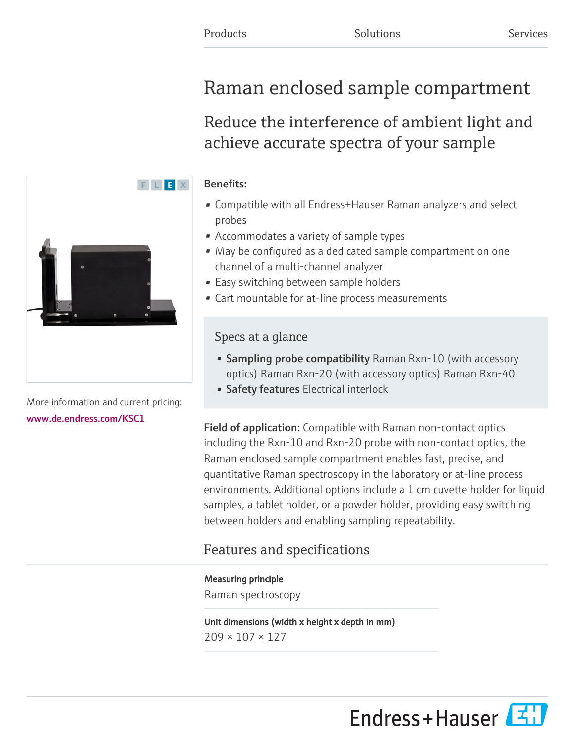Products Solutions Services

# Raman enclosed sample compartment

## Reduce the interference of ambient light and achieve accurate spectra of your sample

F L E X

More information and current pricing:
www.de.endress.com/KSC1

**Benefits:**

- Compatible with all Endress+Hauser Raman analyzers and select probes
- Accommodates a variety of sample types
- May be configured as a dedicated sample compartment on one channel of a multi-channel analyzer
- Easy switching between sample holders
- Cart mountable for at-line process measurements

### Specs at a glance

- **Sampling probe compatibility** Raman Rxn-10 (with accessory optics) Raman Rxn-20 (with accessory optics) Raman Rxn-40
- **Safety features** Electrical interlock

**Field of application:** Compatible with Raman non-contact optics including the Rxn-10 and Rxn-20 probe with non-contact optics, the Raman enclosed sample compartment enables fast, precise, and quantitative Raman spectroscopy in the laboratory or at-line process environments. Additional options include a 1 cm cuvette holder for liquid samples, a tablet holder, or a powder holder, providing easy switching between holders and enabling sampling repeatability.

## Features and specifications

**Measuring principle**

Raman spectroscopy

**Unit dimensions (width x height x depth in mm)**

209 × 107 × 127

Endress+Hauser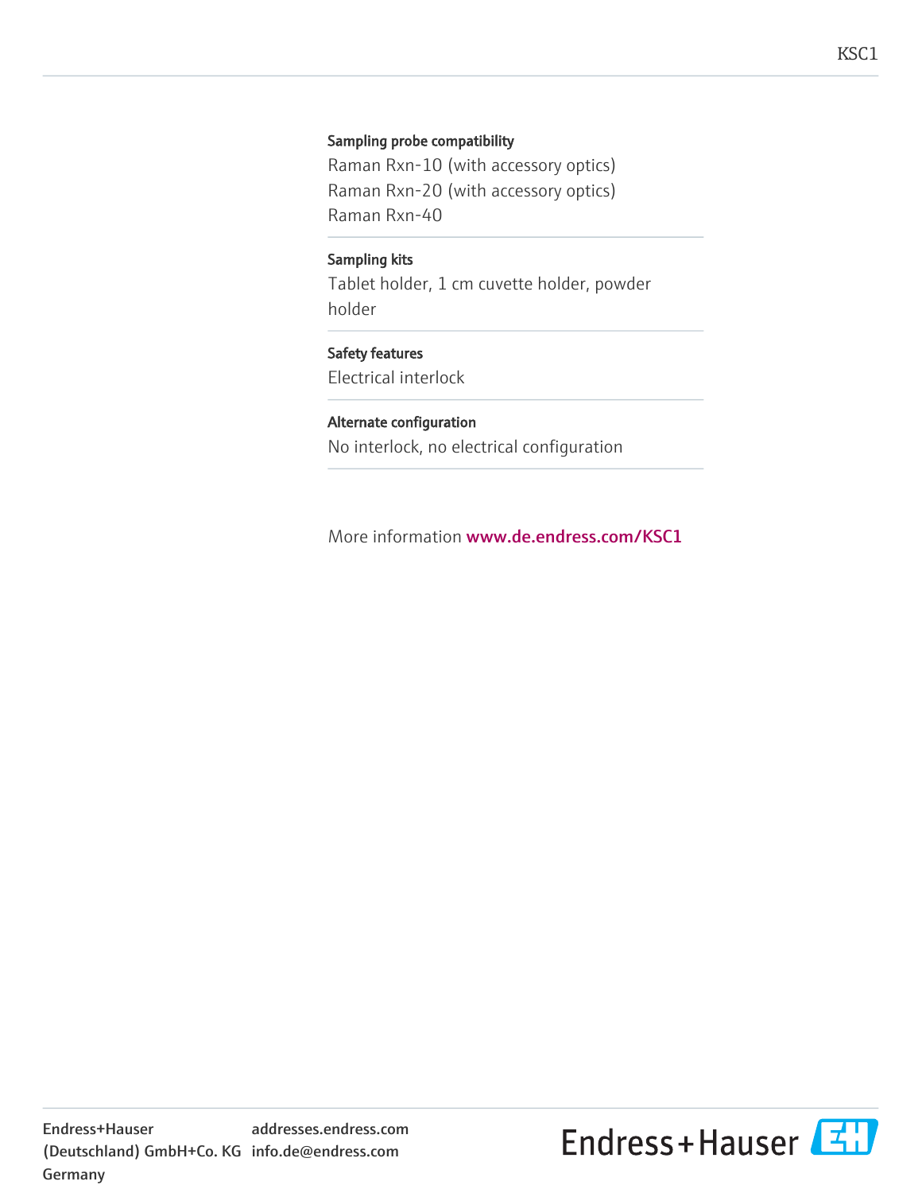**Sampling probe compatibility**

Raman Rxn-10 (with accessory optics)
Raman Rxn-20 (with accessory optics)
Raman Rxn-40

**Sampling kits**

Tablet holder, 1 cm cuvette holder, powder holder

**Safety features**

Electrical interlock

**Alternate configuration**

No interlock, no electrical configuration

More information **www.de.endress.com/KSC1**

Endress+Hauser
(Deutschland) GmbH+Co. KG
Germany

addresses.endress.com
info.de@endress.com